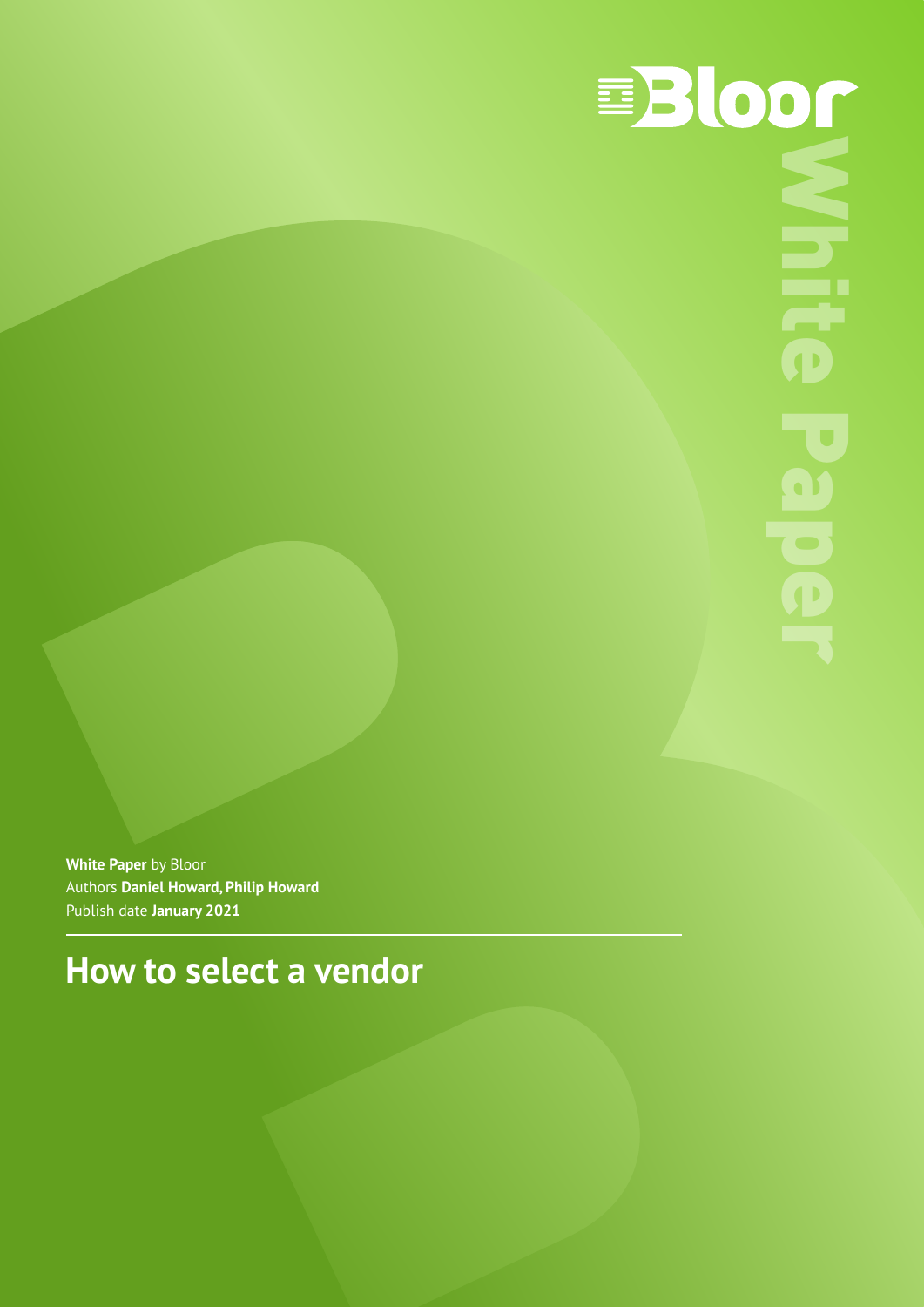Bloor

White Paper

**White Paper** by Bloor
Authors **Daniel Howard, Philip Howard**
Publish date **January 2021**

# How to select a vendor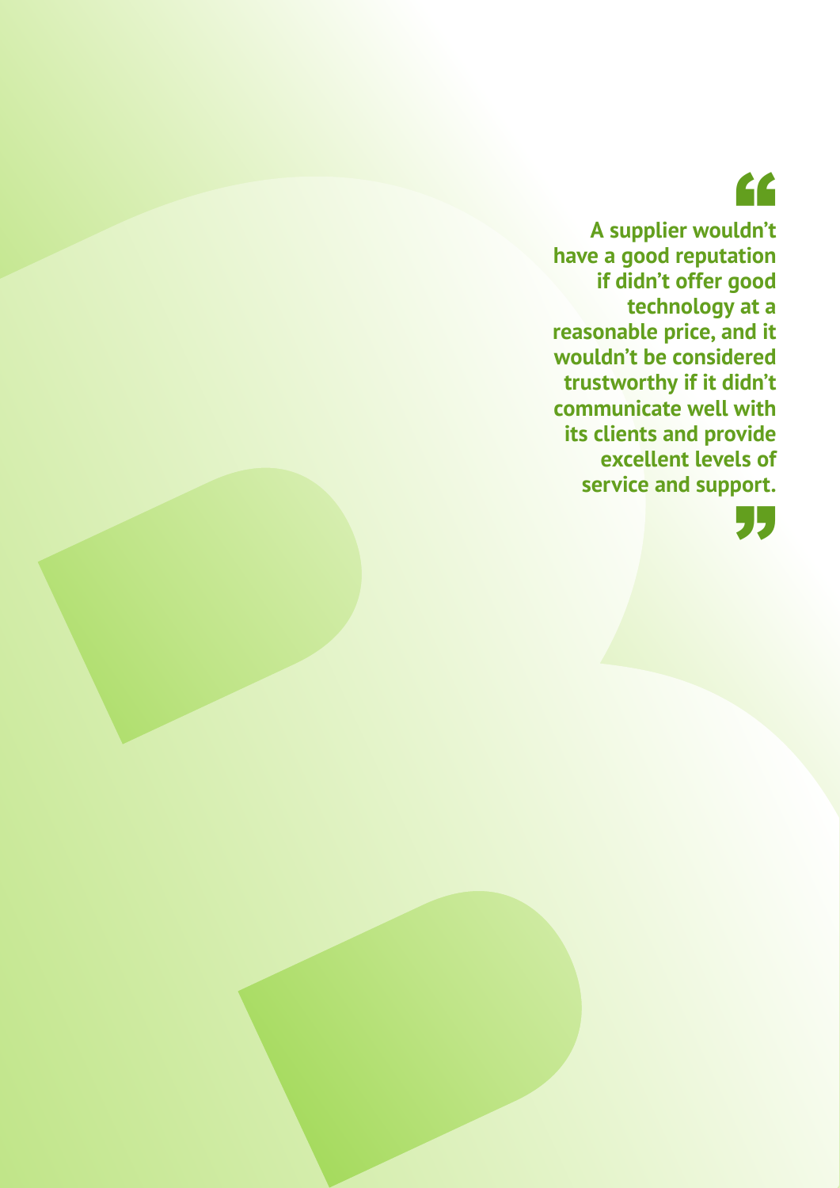> **A supplier wouldn't have a good reputation if didn't offer good technology at a reasonable price, and it wouldn't be considered trustworthy if it didn't communicate well with its clients and provide excellent levels of service and support.**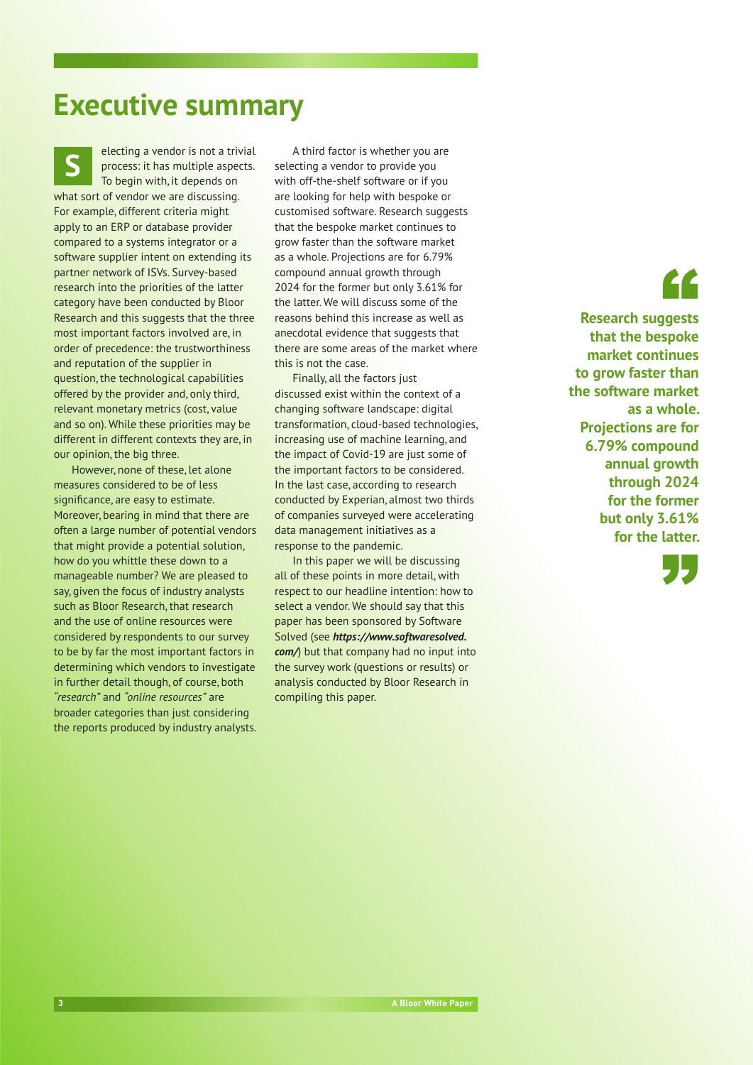# Executive summary

Selecting a vendor is not a trivial process: it has multiple aspects. To begin with, it depends on what sort of vendor we are discussing. For example, different criteria might apply to an ERP or database provider compared to a systems integrator or a software supplier intent on extending its partner network of ISVs. Survey-based research into the priorities of the latter category have been conducted by Bloor Research and this suggests that the three most important factors involved are, in order of precedence: the trustworthiness and reputation of the supplier in question, the technological capabilities offered by the provider and, only third, relevant monetary metrics (cost, value and so on). While these priorities may be different in different contexts they are, in our opinion, the big three.

However, none of these, let alone measures considered to be of less significance, are easy to estimate. Moreover, bearing in mind that there are often a large number of potential vendors that might provide a potential solution, how do you whittle these down to a manageable number? We are pleased to say, given the focus of industry analysts such as Bloor Research, that research and the use of online resources were considered by respondents to our survey to be by far the most important factors in determining which vendors to investigate in further detail though, of course, both *"research"* and *"online resources"* are broader categories than just considering the reports produced by industry analysts.

A third factor is whether you are selecting a vendor to provide you with off-the-shelf software or if you are looking for help with bespoke or customised software. Research suggests that the bespoke market continues to grow faster than the software market as a whole. Projections are for 6.79% compound annual growth through 2024 for the former but only 3.61% for the latter. We will discuss some of the reasons behind this increase as well as anecdotal evidence that suggests that there are some areas of the market where this is not the case.

Finally, all the factors just discussed exist within the context of a changing software landscape: digital transformation, cloud-based technologies, increasing use of machine learning, and the impact of Covid-19 are just some of the important factors to be considered. In the last case, according to research conducted by Experian, almost two thirds of companies surveyed were accelerating data management initiatives as a response to the pandemic.

In this paper we will be discussing all of these points in more detail, with respect to our headline intention: how to select a vendor. We should say that this paper has been sponsored by Software Solved (see ***https://www.softwaresolved.com/***) but that company had no input into the survey work (questions or results) or analysis conducted by Bloor Research in compiling this paper.

> **"Research suggests that the bespoke market continues to grow faster than the software market as a whole. Projections are for 6.79% compound annual growth through 2024 for the former but only 3.61% for the latter."**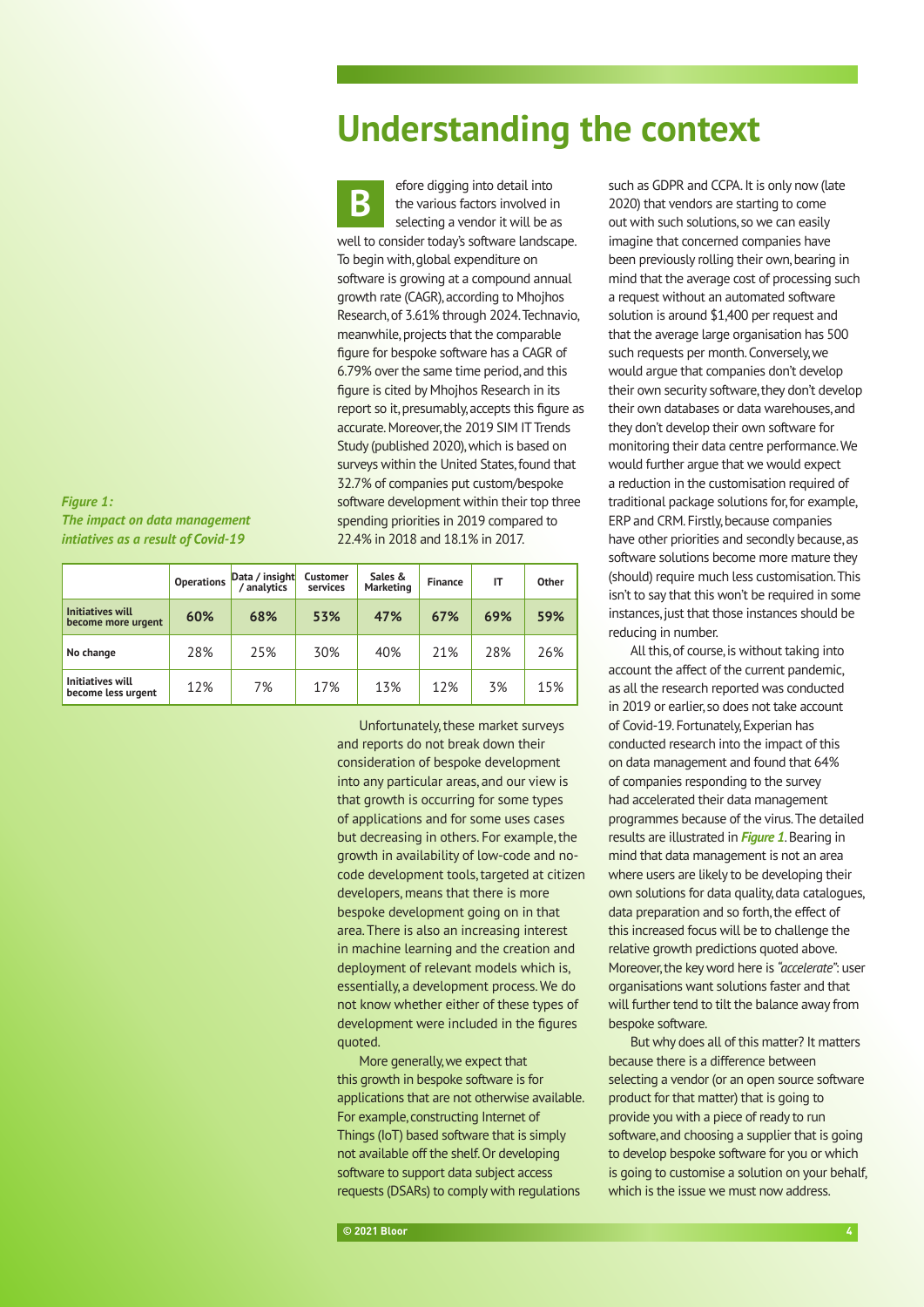# Understanding the context

Before digging into detail into the various factors involved in selecting a vendor it will be as well to consider today's software landscape. To begin with, global expenditure on software is growing at a compound annual growth rate (CAGR), according to Mhojhos Research, of 3.61% through 2024. Technavio, meanwhile, projects that the comparable figure for bespoke software has a CAGR of 6.79% over the same time period, and this figure is cited by Mhojhos Research in its report so it, presumably, accepts this figure as accurate. Moreover, the 2019 SIM IT Trends Study (published 2020), which is based on surveys within the United States, found that 32.7% of companies put custom/bespoke software development within their top three spending priorities in 2019 compared to 22.4% in 2018 and 18.1% in 2017.

***Figure 1: The impact on data management intiatives as a result of Covid-19***

| | Operations | Data / insight / analytics | Customer services | Sales & Marketing | Finance | IT | Other |
|---|---|---|---|---|---|---|---|
| **Initiatives will become more urgent** | **60%** | **68%** | **53%** | **47%** | **67%** | **69%** | **59%** |
| **No change** | 28% | 25% | 30% | 40% | 21% | 28% | 26% |
| **Initiatives will become less urgent** | 12% | 7% | 17% | 13% | 12% | 3% | 15% |

Unfortunately, these market surveys and reports do not break down their consideration of bespoke development into any particular areas, and our view is that growth is occurring for some types of applications and for some uses cases but decreasing in others. For example, the growth in availability of low-code and no-code development tools, targeted at citizen developers, means that there is more bespoke development going on in that area. There is also an increasing interest in machine learning and the creation and deployment of relevant models which is, essentially, a development process. We do not know whether either of these types of development were included in the figures quoted.

More generally, we expect that this growth in bespoke software is for applications that are not otherwise available. For example, constructing Internet of Things (IoT) based software that is simply not available off the shelf. Or developing software to support data subject access requests (DSARs) to comply with regulations such as GDPR and CCPA. It is only now (late 2020) that vendors are starting to come out with such solutions, so we can easily imagine that concerned companies have been previously rolling their own, bearing in mind that the average cost of processing such a request without an automated software solution is around $1,400 per request and that the average large organisation has 500 such requests per month. Conversely, we would argue that companies don't develop their own security software, they don't develop their own databases or data warehouses, and they don't develop their own software for monitoring their data centre performance. We would further argue that we would expect a reduction in the customisation required of traditional package solutions for, for example, ERP and CRM. Firstly, because companies have other priorities and secondly because, as software solutions become more mature they (should) require much less customisation. This isn't to say that this won't be required in some instances, just that those instances should be reducing in number.

All this, of course, is without taking into account the affect of the current pandemic, as all the research reported was conducted in 2019 or earlier, so does not take account of Covid-19. Fortunately, Experian has conducted research into the impact of this on data management and found that 64% of companies responding to the survey had accelerated their data management programmes because of the virus. The detailed results are illustrated in ***Figure 1***. Bearing in mind that data management is not an area where users are likely to be developing their own solutions for data quality, data catalogues, data preparation and so forth, the effect of this increased focus will be to challenge the relative growth predictions quoted above. Moreover, the key word here is *"accelerate"*: user organisations want solutions faster and that will further tend to tilt the balance away from bespoke software.

But why does all of this matter? It matters because there is a difference between selecting a vendor (or an open source software product for that matter) that is going to provide you with a piece of ready to run software, and choosing a supplier that is going to develop bespoke software for you or which is going to customise a solution on your behalf, which is the issue we must now address.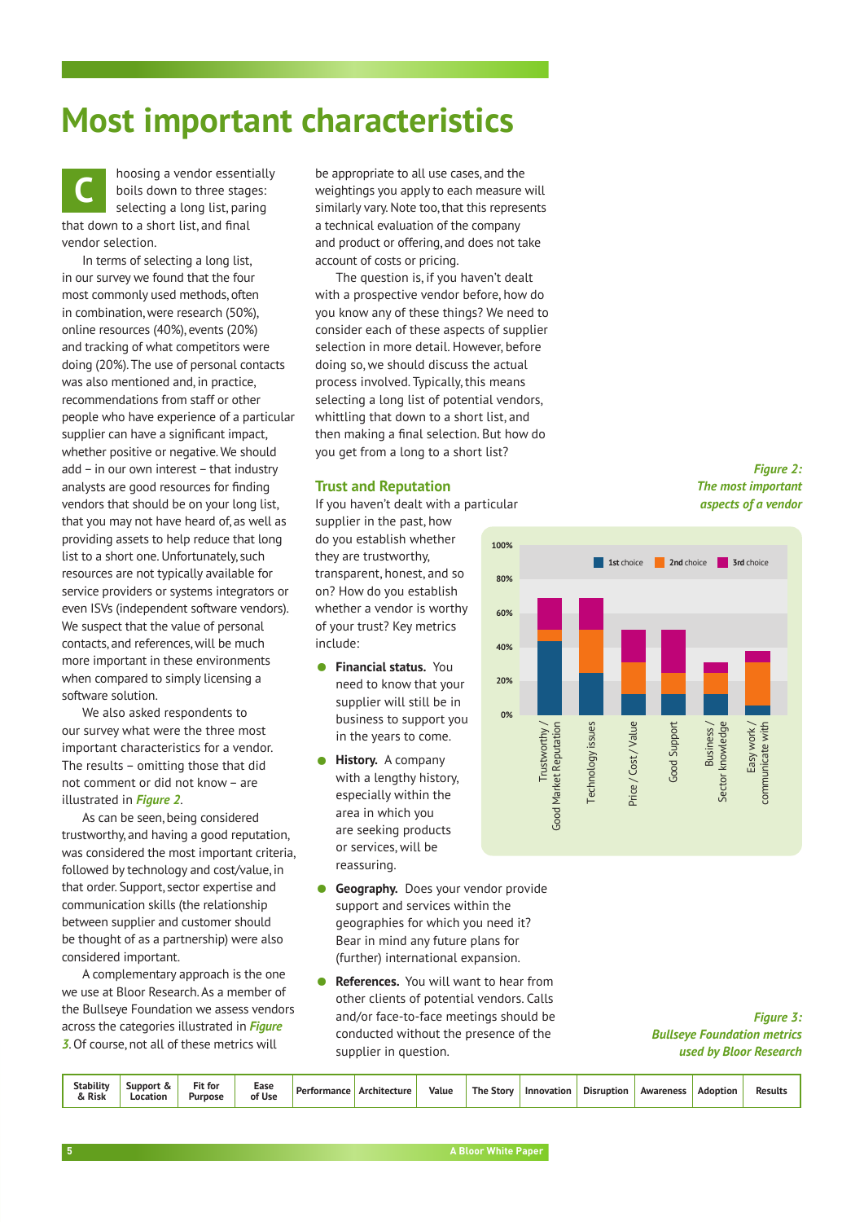# Most important characteristics

Choosing a vendor essentially boils down to three stages: selecting a long list, paring that down to a short list, and final vendor selection.

In terms of selecting a long list, in our survey we found that the four most commonly used methods, often in combination, were research (50%), online resources (40%), events (20%) and tracking of what competitors were doing (20%). The use of personal contacts was also mentioned and, in practice, recommendations from staff or other people who have experience of a particular supplier can have a significant impact, whether positive or negative. We should add – in our own interest – that industry analysts are good resources for finding vendors that should be on your long list, that you may not have heard of, as well as providing assets to help reduce that long list to a short one. Unfortunately, such resources are not typically available for service providers or systems integrators or even ISVs (independent software vendors). We suspect that the value of personal contacts, and references, will be much more important in these environments when compared to simply licensing a software solution.

We also asked respondents to our survey what were the three most important characteristics for a vendor. The results – omitting those that did not comment or did not know – are illustrated in ***Figure 2***.

As can be seen, being considered trustworthy, and having a good reputation, was considered the most important criteria, followed by technology and cost/value, in that order. Support, sector expertise and communication skills (the relationship between supplier and customer should be thought of as a partnership) were also considered important.

A complementary approach is the one we use at Bloor Research. As a member of the Bullseye Foundation we assess vendors across the categories illustrated in ***Figure 3***. Of course, not all of these metrics will be appropriate to all use cases, and the weightings you apply to each measure will similarly vary. Note too, that this represents a technical evaluation of the company and product or offering, and does not take account of costs or pricing.

The question is, if you haven't dealt with a prospective vendor before, how do you know any of these things? We need to consider each of these aspects of supplier selection in more detail. However, before doing so, we should discuss the actual process involved. Typically, this means selecting a long list of potential vendors, whittling that down to a short list, and then making a final selection. But how do you get from a long to a short list?

## Trust and Reputation

If you haven't dealt with a particular supplier in the past, how do you establish whether they are trustworthy, transparent, honest, and so on? How do you establish whether a vendor is worthy of your trust? Key metrics include:

- **Financial status.** You need to know that your supplier will still be in business to support you in the years to come.
- **History.** A company with a lengthy history, especially within the area in which you are seeking products or services, will be reassuring.
- **Geography.** Does your vendor provide support and services within the geographies for which you need it? Bear in mind any future plans for (further) international expansion.
- **References.** You will want to hear from other clients of potential vendors. Calls and/or face-to-face meetings should be conducted without the presence of the supplier in question.

***Figure 2: The most important aspects of a vendor***

(Stacked bar chart, 0%–100%, legend: 1st choice, 2nd choice, 3rd choice. Categories: Trustworthy / Good Market Reputation; Technology issues; Price / Cost / Value; Good Support; Business / Sector knowledge; Easy work / communicate with)

***Figure 3: Bullseye Foundation metrics used by Bloor Research***

| Stability & Risk | Support & Location | Fit for Purpose | Ease of Use | Performance | Architecture | Value | The Story | Innovation | Disruption | Awareness | Adoption | Results |
|---|---|---|---|---|---|---|---|---|---|---|---|---|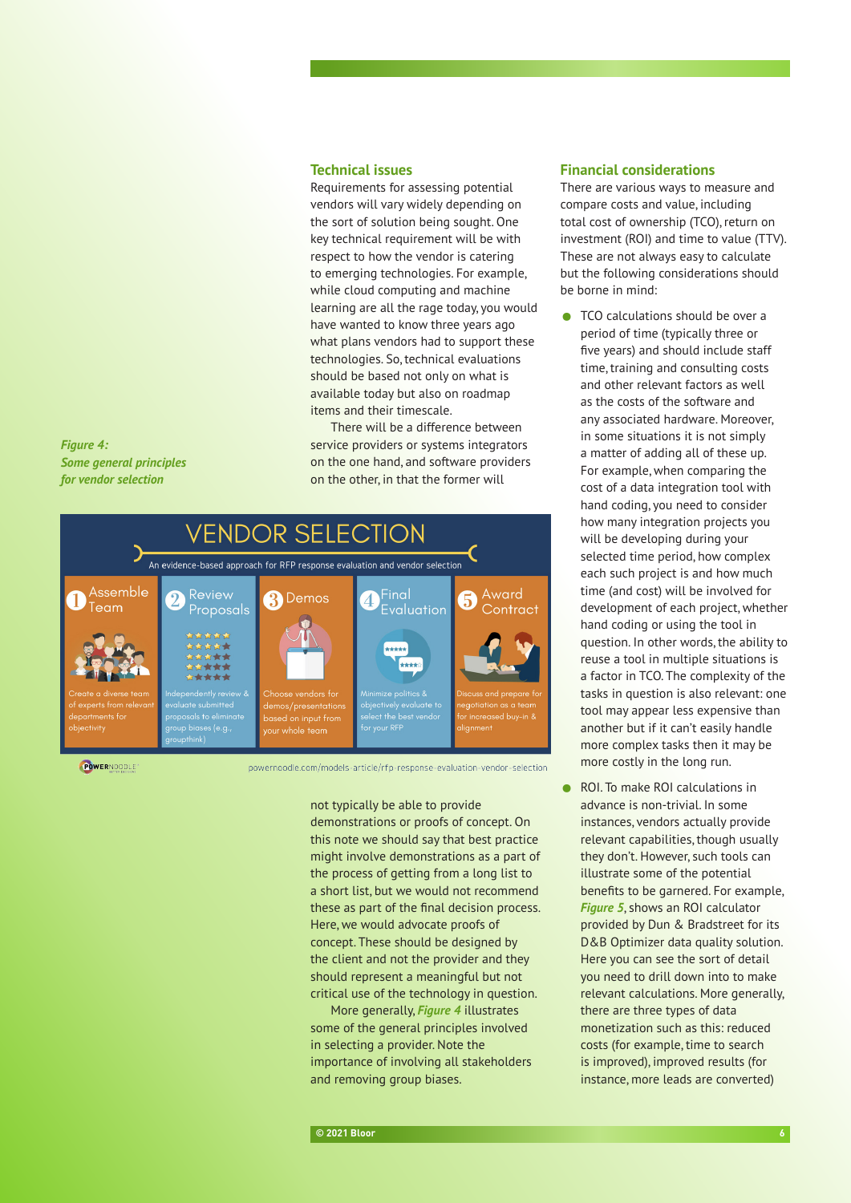## Technical issues

Requirements for assessing potential vendors will vary widely depending on the sort of solution being sought. One key technical requirement will be with respect to how the vendor is catering to emerging technologies. For example, while cloud computing and machine learning are all the rage today, you would have wanted to know three years ago what plans vendors had to support these technologies. So, technical evaluations should be based not only on what is available today but also on roadmap items and their timescale.

There will be a difference between service providers or systems integrators on the one hand, and software providers on the other, in that the former will not typically be able to provide demonstrations or proofs of concept. On this note we should say that best practice might involve demonstrations as a part of the process of getting from a long list to a short list, but we would not recommend these as part of the final decision process. Here, we would advocate proofs of concept. These should be designed by the client and not the provider and they should represent a meaningful but not critical use of the technology in question.

More generally, ***Figure 4*** illustrates some of the general principles involved in selecting a provider. Note the importance of involving all stakeholders and removing group biases.

*Figure 4: Some general principles for vendor selection*

**VENDOR SELECTION**

An evidence-based approach for RFP response evaluation and vendor selection

1. **Assemble Team** – Create a diverse team of experts from relevant departments for objectivity
2. **Review Proposals** – Independently review & evaluate submitted proposals to eliminate group biases (e.g., groupthink)
3. **Demos** – Choose vendors for demos/presentations based on input from your whole team
4. **Final Evaluation** – Minimize politics & objectively evaluate to select the best vendor for your RFP
5. **Award Contract** – Discuss and prepare for negotiation as a team for increased buy-in & alignment

POWERNOODLE

powernoodle.com/models-article/rfp-response-evaluation-vendor-selection

## Financial considerations

There are various ways to measure and compare costs and value, including total cost of ownership (TCO), return on investment (ROI) and time to value (TTV). These are not always easy to calculate but the following considerations should be borne in mind:

- TCO calculations should be over a period of time (typically three or five years) and should include staff time, training and consulting costs and other relevant factors as well as the costs of the software and any associated hardware. Moreover, in some situations it is not simply a matter of adding all of these up. For example, when comparing the cost of a data integration tool with hand coding, you need to consider how many integration projects you will be developing during your selected time period, how complex each such project is and how much time (and cost) will be involved for development of each project, whether hand coding or using the tool in question. In other words, the ability to reuse a tool in multiple situations is a factor in TCO. The complexity of the tasks in question is also relevant: one tool may appear less expensive than another but if it can't easily handle more complex tasks then it may be more costly in the long run.
- ROI. To make ROI calculations in advance is non-trivial. In some instances, vendors actually provide relevant capabilities, though usually they don't. However, such tools can illustrate some of the potential benefits to be garnered. For example, ***Figure 5***, shows an ROI calculator provided by Dun & Bradstreet for its D&B Optimizer data quality solution. Here you can see the sort of detail you need to drill down into to make relevant calculations. More generally, there are three types of data monetization such as this: reduced costs (for example, time to search is improved), improved results (for instance, more leads are converted)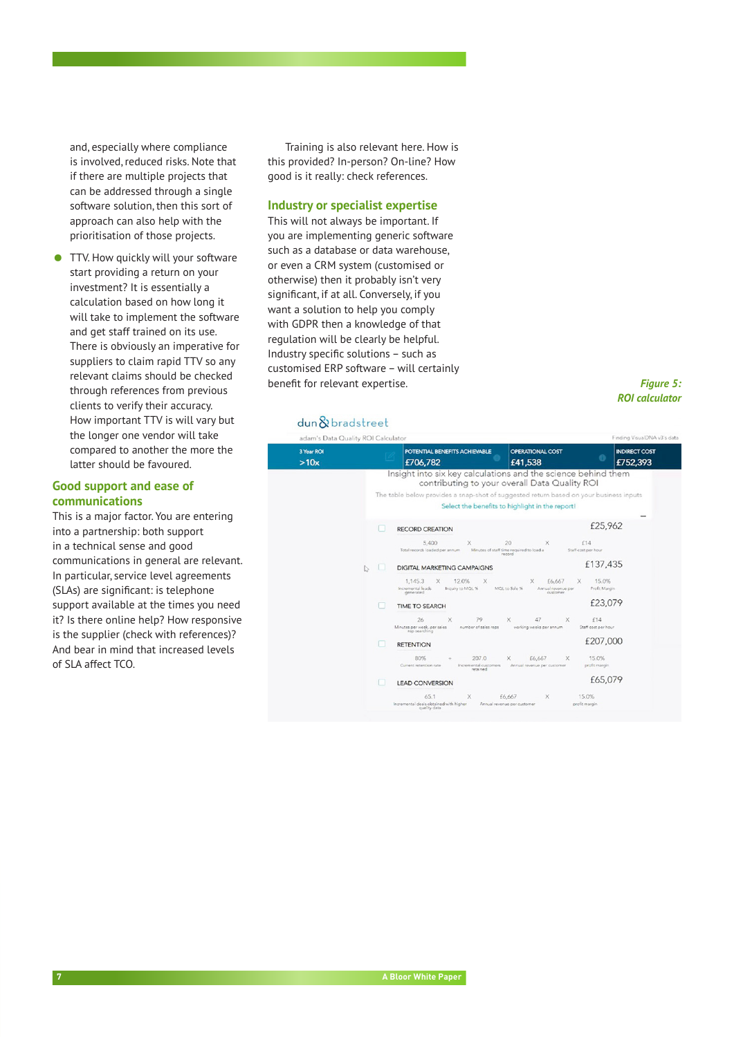and, especially where compliance is involved, reduced risks. Note that if there are multiple projects that can be addressed through a single software solution, then this sort of approach can also help with the prioritisation of those projects.

- TTV. How quickly will your software start providing a return on your investment? It is essentially a calculation based on how long it will take to implement the software and get staff trained on its use. There is obviously an imperative for suppliers to claim rapid TTV so any relevant claims should be checked through references from previous clients to verify their accuracy. How important TTV is will vary but the longer one vendor will take compared to another the more the latter should be favoured.

## Good support and ease of communications

This is a major factor. You are entering into a partnership: both support in a technical sense and good communications in general are relevant. In particular, service level agreements (SLAs) are significant: is telephone support available at the times you need it? Is there online help? How responsive is the supplier (check with references)? And bear in mind that increased levels of SLA affect TCO.

Training is also relevant here. How is this provided? In-person? On-line? How good is it really: check references.

## Industry or specialist expertise

This will not always be important. If you are implementing generic software such as a database or data warehouse, or even a CRM system (customised or otherwise) then it probably isn't very significant, if at all. Conversely, if you want a solution to help you comply with GDPR then a knowledge of that regulation will be clearly be helpful. Industry specific solutions – such as customised ERP software – will certainly benefit for relevant expertise.

dun & bradstreet

adam's Data Quality ROI Calculator — Finding VisualDNA v3's data

| 3 Year ROI | POTENTIAL BENEFITS ACHIEVABLE | OPERATIONAL COST | INDIRECT COST |
|---|---|---|---|
| >10x | £706,782 | £41,538 | £752,393 |

Insight into six key calculations and the science behind them contributing to your overall Data Quality ROI

The table below provides a snap-shot of suggested return based on your business inputs

Select the benefits to highlight in the report!

- RECORD CREATION — £25,962
  5,400 (Total records loaded per annum) × 20 (Minutes of staff time required to load a record) × £14 (Staff cost per hour)
- DIGITAL MARKETING CAMPAIGNS — £137,435
  1,145.3 (Incremental leads generated) × 12.0% (Inquiry to MQL %) × (MQL to Sale %) × £6,667 (Annual revenue per customer) × 15.0% (Profit Margin)
- TIME TO SEARCH — £23,079
  26 (Minutes per week, per sales rep searching) × 79 (number of sales reps) × 47 (working weeks per annum) × £14 (Staff cost per hour)
- RETENTION — £207,000
  80% (Current retention rate) + 207.0 (Incremental customers retained) × £6,667 (Annual revenue per customer) × 15.0% (profit margin)
- LEAD CONVERSION — £65,079
  65.1 (Incremental deals obtained with higher quality data) × £6,667 (Annual revenue per customer) × 15.0% (profit margin)

*Figure 5: ROI calculator*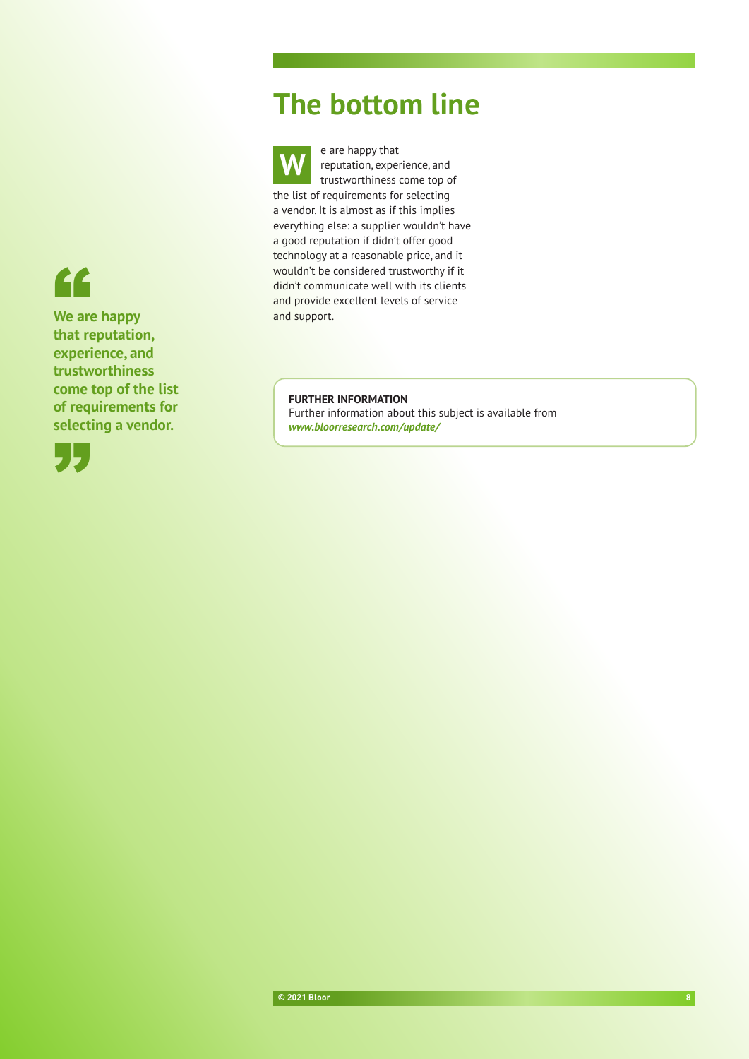## The bottom line

We are happy that reputation, experience, and trustworthiness come top of the list of requirements for selecting a vendor. It is almost as if this implies everything else: a supplier wouldn't have a good reputation if didn't offer good technology at a reasonable price, and it wouldn't be considered trustworthy if it didn't communicate well with its clients and provide excellent levels of service and support.

> **We are happy that reputation, experience, and trustworthiness come top of the list of requirements for selecting a vendor.**

**FURTHER INFORMATION**
Further information about this subject is available from
***www.bloorresearch.com/update/***

© 2021 Bloor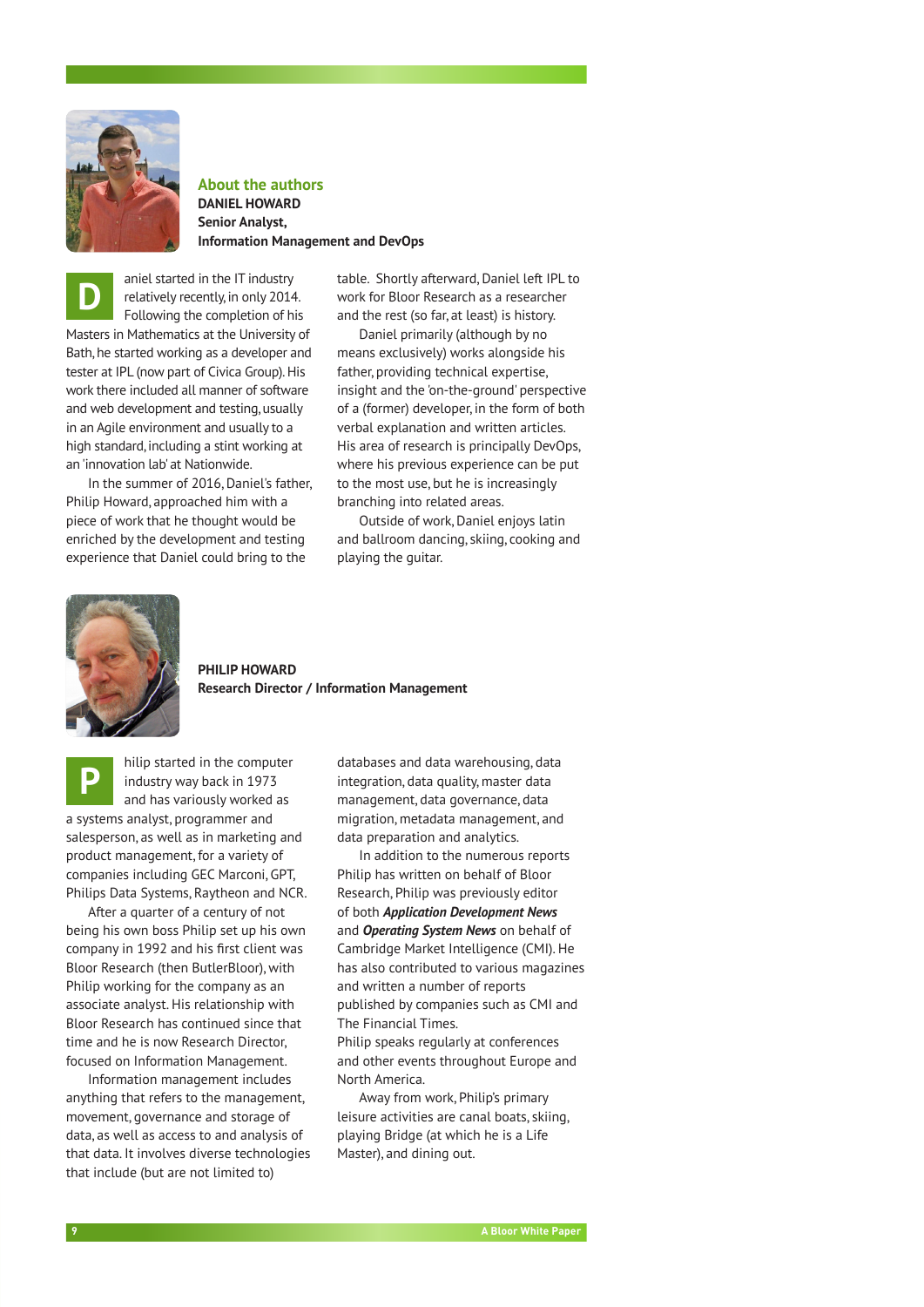## About the authors

**DANIEL HOWARD**
**Senior Analyst,**
**Information Management and DevOps**

Daniel started in the IT industry relatively recently, in only 2014. Following the completion of his Masters in Mathematics at the University of Bath, he started working as a developer and tester at IPL (now part of Civica Group). His work there included all manner of software and web development and testing, usually in an Agile environment and usually to a high standard, including a stint working at an 'innovation lab' at Nationwide.

In the summer of 2016, Daniel's father, Philip Howard, approached him with a piece of work that he thought would be enriched by the development and testing experience that Daniel could bring to the table. Shortly afterward, Daniel left IPL to work for Bloor Research as a researcher and the rest (so far, at least) is history.

Daniel primarily (although by no means exclusively) works alongside his father, providing technical expertise, insight and the 'on-the-ground' perspective of a (former) developer, in the form of both verbal explanation and written articles. His area of research is principally DevOps, where his previous experience can be put to the most use, but he is increasingly branching into related areas.

Outside of work, Daniel enjoys latin and ballroom dancing, skiing, cooking and playing the guitar.

**PHILIP HOWARD**
**Research Director / Information Management**

Philip started in the computer industry way back in 1973 and has variously worked as a systems analyst, programmer and salesperson, as well as in marketing and product management, for a variety of companies including GEC Marconi, GPT, Philips Data Systems, Raytheon and NCR.

After a quarter of a century of not being his own boss Philip set up his own company in 1992 and his first client was Bloor Research (then ButlerBloor), with Philip working for the company as an associate analyst. His relationship with Bloor Research has continued since that time and he is now Research Director, focused on Information Management.

Information management includes anything that refers to the management, movement, governance and storage of data, as well as access to and analysis of that data. It involves diverse technologies that include (but are not limited to) databases and data warehousing, data integration, data quality, master data management, data governance, data migration, metadata management, and data preparation and analytics.

In addition to the numerous reports Philip has written on behalf of Bloor Research, Philip was previously editor of both ***Application Development News*** and ***Operating System News*** on behalf of Cambridge Market Intelligence (CMI). He has also contributed to various magazines and written a number of reports published by companies such as CMI and The Financial Times.
Philip speaks regularly at conferences and other events throughout Europe and North America.

Away from work, Philip's primary leisure activities are canal boats, skiing, playing Bridge (at which he is a Life Master), and dining out.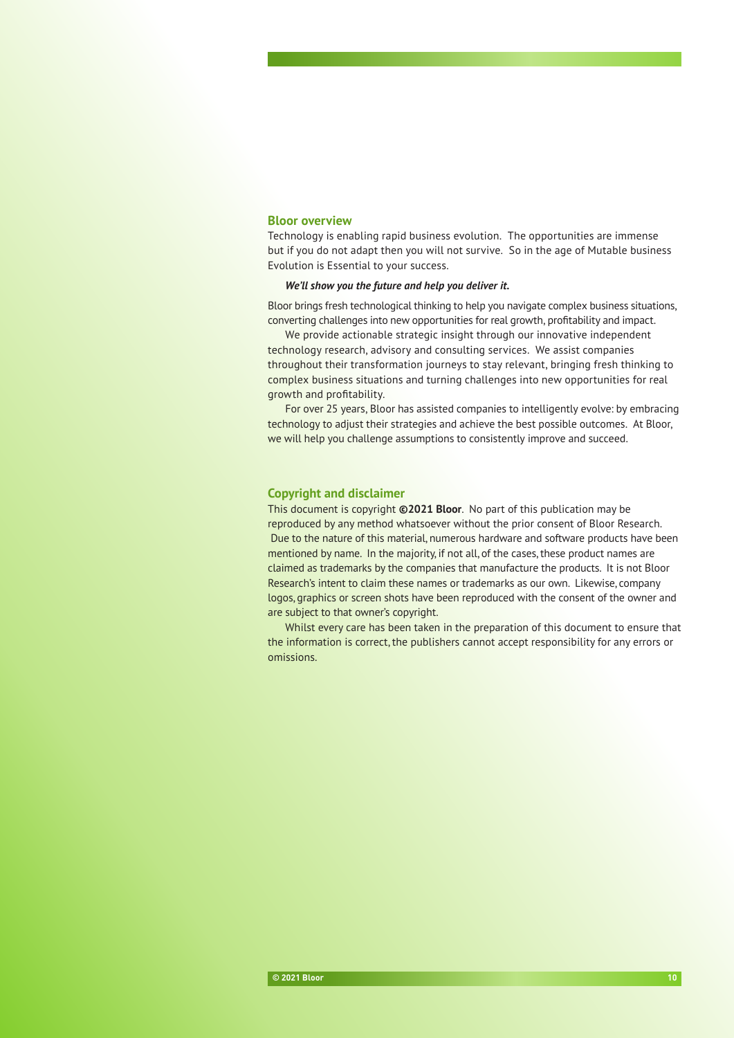## Bloor overview

Technology is enabling rapid business evolution. The opportunities are immense but if you do not adapt then you will not survive. So in the age of Mutable business Evolution is Essential to your success.

***We'll show you the future and help you deliver it.***

Bloor brings fresh technological thinking to help you navigate complex business situations, converting challenges into new opportunities for real growth, profitability and impact.

We provide actionable strategic insight through our innovative independent technology research, advisory and consulting services. We assist companies throughout their transformation journeys to stay relevant, bringing fresh thinking to complex business situations and turning challenges into new opportunities for real growth and profitability.

For over 25 years, Bloor has assisted companies to intelligently evolve: by embracing technology to adjust their strategies and achieve the best possible outcomes. At Bloor, we will help you challenge assumptions to consistently improve and succeed.

## Copyright and disclaimer

This document is copyright **©2021 Bloor**. No part of this publication may be reproduced by any method whatsoever without the prior consent of Bloor Research. Due to the nature of this material, numerous hardware and software products have been mentioned by name. In the majority, if not all, of the cases, these product names are claimed as trademarks by the companies that manufacture the products. It is not Bloor Research's intent to claim these names or trademarks as our own. Likewise, company logos, graphics or screen shots have been reproduced with the consent of the owner and are subject to that owner's copyright.

Whilst every care has been taken in the preparation of this document to ensure that the information is correct, the publishers cannot accept responsibility for any errors or omissions.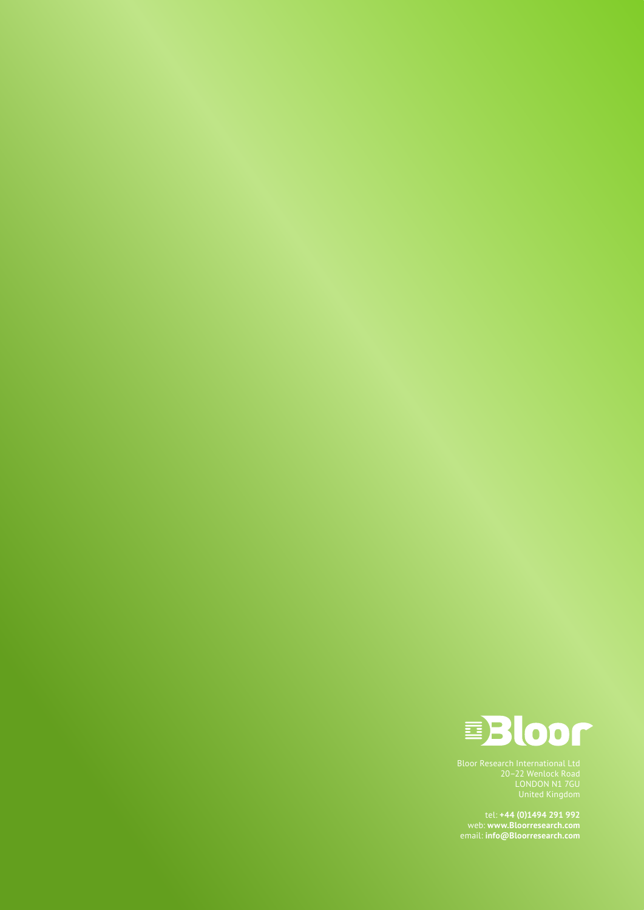Bloor

Bloor Research International Ltd
20–22 Wenlock Road
LONDON N1 7GU
United Kingdom

tel: **+44 (0)1494 291 992**
web: **www.Bloorresearch.com**
email: **info@Bloorresearch.com**